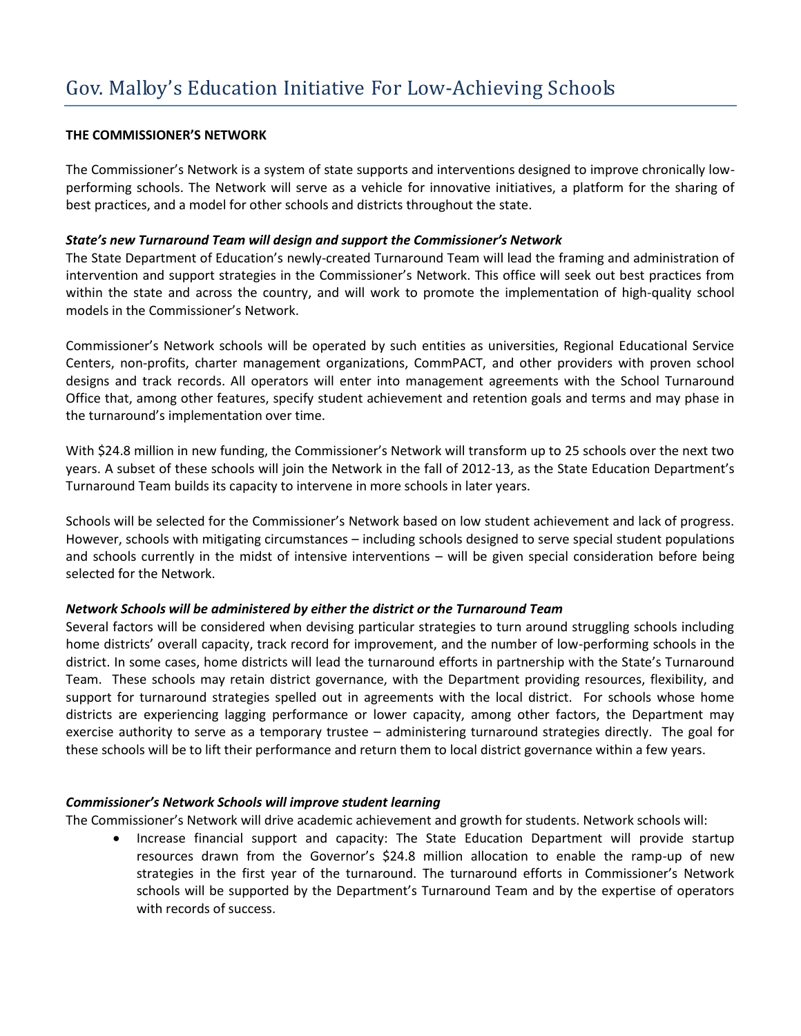# Gov. Malloy's Education Initiative For Low-Achieving Schools

**THE COMMISSIONER'S NETWORK**

The Commissioner's Network is a system of state supports and interventions designed to improve chronically low-performing schools. The Network will serve as a vehicle for innovative initiatives, a platform for the sharing of best practices, and a model for other schools and districts throughout the state.

***State's new Turnaround Team will design and support the Commissioner's Network***

The State Department of Education's newly-created Turnaround Team will lead the framing and administration of intervention and support strategies in the Commissioner's Network. This office will seek out best practices from within the state and across the country, and will work to promote the implementation of high-quality school models in the Commissioner's Network.

Commissioner's Network schools will be operated by such entities as universities, Regional Educational Service Centers, non-profits, charter management organizations, CommPACT, and other providers with proven school designs and track records. All operators will enter into management agreements with the School Turnaround Office that, among other features, specify student achievement and retention goals and terms and may phase in the turnaround's implementation over time.

With $24.8 million in new funding, the Commissioner's Network will transform up to 25 schools over the next two years. A subset of these schools will join the Network in the fall of 2012-13, as the State Education Department's Turnaround Team builds its capacity to intervene in more schools in later years.

Schools will be selected for the Commissioner's Network based on low student achievement and lack of progress. However, schools with mitigating circumstances – including schools designed to serve special student populations and schools currently in the midst of intensive interventions – will be given special consideration before being selected for the Network.

***Network Schools will be administered by either the district or the Turnaround Team***

Several factors will be considered when devising particular strategies to turn around struggling schools including home districts' overall capacity, track record for improvement, and the number of low-performing schools in the district. In some cases, home districts will lead the turnaround efforts in partnership with the State's Turnaround Team. These schools may retain district governance, with the Department providing resources, flexibility, and support for turnaround strategies spelled out in agreements with the local district. For schools whose home districts are experiencing lagging performance or lower capacity, among other factors, the Department may exercise authority to serve as a temporary trustee – administering turnaround strategies directly. The goal for these schools will be to lift their performance and return them to local district governance within a few years.

***Commissioner's Network Schools will improve student learning***

The Commissioner's Network will drive academic achievement and growth for students. Network schools will:

- Increase financial support and capacity: The State Education Department will provide startup resources drawn from the Governor's $24.8 million allocation to enable the ramp-up of new strategies in the first year of the turnaround. The turnaround efforts in Commissioner's Network schools will be supported by the Department's Turnaround Team and by the expertise of operators with records of success.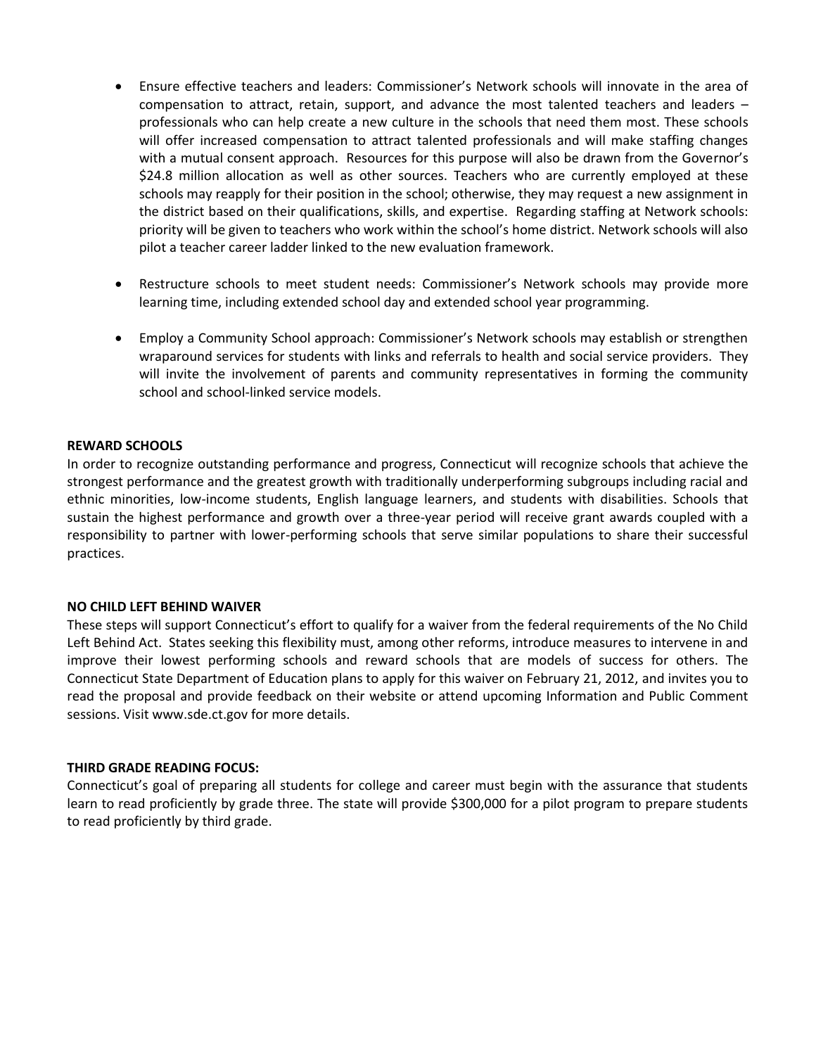- Ensure effective teachers and leaders: Commissioner's Network schools will innovate in the area of compensation to attract, retain, support, and advance the most talented teachers and leaders – professionals who can help create a new culture in the schools that need them most. These schools will offer increased compensation to attract talented professionals and will make staffing changes with a mutual consent approach. Resources for this purpose will also be drawn from the Governor's $24.8 million allocation as well as other sources. Teachers who are currently employed at these schools may reapply for their position in the school; otherwise, they may request a new assignment in the district based on their qualifications, skills, and expertise. Regarding staffing at Network schools: priority will be given to teachers who work within the school's home district. Network schools will also pilot a teacher career ladder linked to the new evaluation framework.

- Restructure schools to meet student needs: Commissioner's Network schools may provide more learning time, including extended school day and extended school year programming.

- Employ a Community School approach: Commissioner's Network schools may establish or strengthen wraparound services for students with links and referrals to health and social service providers. They will invite the involvement of parents and community representatives in forming the community school and school-linked service models.

**REWARD SCHOOLS**

In order to recognize outstanding performance and progress, Connecticut will recognize schools that achieve the strongest performance and the greatest growth with traditionally underperforming subgroups including racial and ethnic minorities, low-income students, English language learners, and students with disabilities. Schools that sustain the highest performance and growth over a three-year period will receive grant awards coupled with a responsibility to partner with lower-performing schools that serve similar populations to share their successful practices.

**NO CHILD LEFT BEHIND WAIVER**

These steps will support Connecticut's effort to qualify for a waiver from the federal requirements of the No Child Left Behind Act. States seeking this flexibility must, among other reforms, introduce measures to intervene in and improve their lowest performing schools and reward schools that are models of success for others. The Connecticut State Department of Education plans to apply for this waiver on February 21, 2012, and invites you to read the proposal and provide feedback on their website or attend upcoming Information and Public Comment sessions. Visit www.sde.ct.gov for more details.

**THIRD GRADE READING FOCUS:**

Connecticut's goal of preparing all students for college and career must begin with the assurance that students learn to read proficiently by grade three. The state will provide $300,000 for a pilot program to prepare students to read proficiently by third grade.